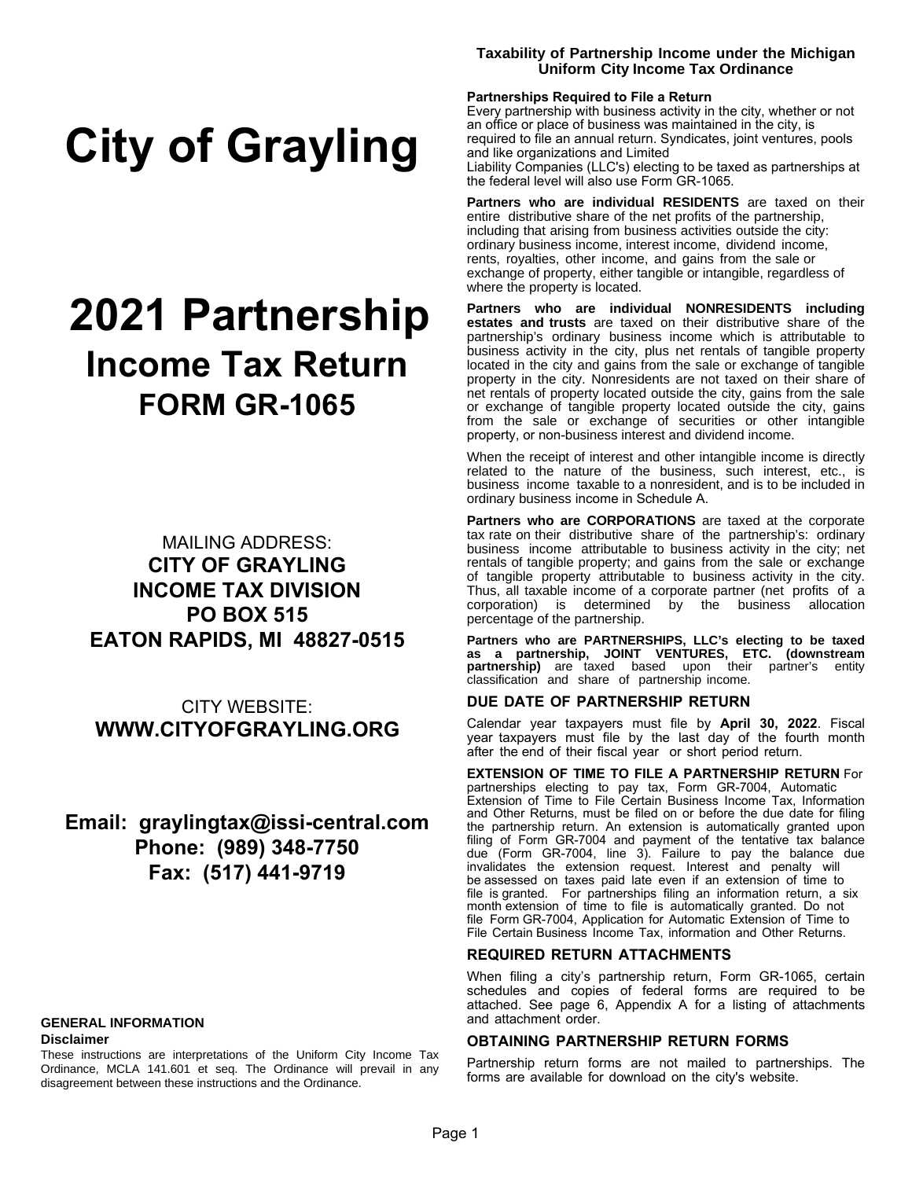# City of Grayling

# 2021 Partnership

## Income Tax Return

## FORM GR-1065

MAILING ADDRESS:
**CITY OF GRAYLING**
**INCOME TAX DIVISION**
**PO BOX 515**
**EATON RAPIDS, MI 48827-0515**

CITY WEBSITE:
**WWW.CITYOFGRAYLING.ORG**

**Email: graylingtax@issi-central.com**
**Phone: (989) 348-7750**
**Fax: (517) 441-9719**

**GENERAL INFORMATION**

**Disclaimer**

These instructions are interpretations of the Uniform City Income Tax Ordinance, MCLA 141.601 et seq. The Ordinance will prevail in any disagreement between these instructions and the Ordinance.

### Taxability of Partnership Income under the Michigan Uniform City Income Tax Ordinance

**Partnerships Required to File a Return**

Every partnership with business activity in the city, whether or not an office or place of business was maintained in the city, is required to file an annual return. Syndicates, joint ventures, pools and like organizations and Limited Liability Companies (LLC's) electing to be taxed as partnerships at the federal level will also use Form GR-1065.

**Partners who are individual RESIDENTS** are taxed on their entire distributive share of the net profits of the partnership, including that arising from business activities outside the city: ordinary business income, interest income, dividend income, rents, royalties, other income, and gains from the sale or exchange of property, either tangible or intangible, regardless of where the property is located.

**Partners who are individual NONRESIDENTS including estates and trusts** are taxed on their distributive share of the partnership's ordinary business income which is attributable to business activity in the city, plus net rentals of tangible property located in the city and gains from the sale or exchange of tangible property in the city. Nonresidents are not taxed on their share of net rentals of property located outside the city, gains from the sale or exchange of tangible property located outside the city, gains from the sale or exchange of securities or other intangible property, or non-business interest and dividend income.

When the receipt of interest and other intangible income is directly related to the nature of the business, such interest, etc., is business income taxable to a nonresident, and is to be included in ordinary business income in Schedule A.

**Partners who are CORPORATIONS** are taxed at the corporate tax rate on their distributive share of the partnership's: ordinary business income attributable to business activity in the city; net rentals of tangible property; and gains from the sale or exchange of tangible property attributable to business activity in the city. Thus, all taxable income of a corporate partner (net profits of a corporation) is determined by the business allocation percentage of the partnership.

**Partners who are PARTNERSHIPS, LLC's electing to be taxed as a partnership, JOINT VENTURES, ETC. (downstream partnership)** are taxed based upon their partner's entity classification and share of partnership income.

### DUE DATE OF PARTNERSHIP RETURN

Calendar year taxpayers must file by **April 30, 2022**. Fiscal year taxpayers must file by the last day of the fourth month after the end of their fiscal year or short period return.

**EXTENSION OF TIME TO FILE A PARTNERSHIP RETURN** For partnerships electing to pay tax, Form GR-7004, Automatic Extension of Time to File Certain Business Income Tax, Information and Other Returns, must be filed on or before the due date for filing the partnership return. An extension is automatically granted upon filing of Form GR-7004 and payment of the tentative tax balance due (Form GR-7004, line 3). Failure to pay the balance due invalidates the extension request. Interest and penalty will be assessed on taxes paid late even if an extension of time to file is granted. For partnerships filing an information return, a six month extension of time to file is automatically granted. Do not file Form GR-7004, Application for Automatic Extension of Time to File Certain Business Income Tax, information and Other Returns.

### REQUIRED RETURN ATTACHMENTS

When filing a city's partnership return, Form GR-1065, certain schedules and copies of federal forms are required to be attached. See page 6, Appendix A for a listing of attachments and attachment order.

### OBTAINING PARTNERSHIP RETURN FORMS

Partnership return forms are not mailed to partnerships. The forms are available for download on the city's website.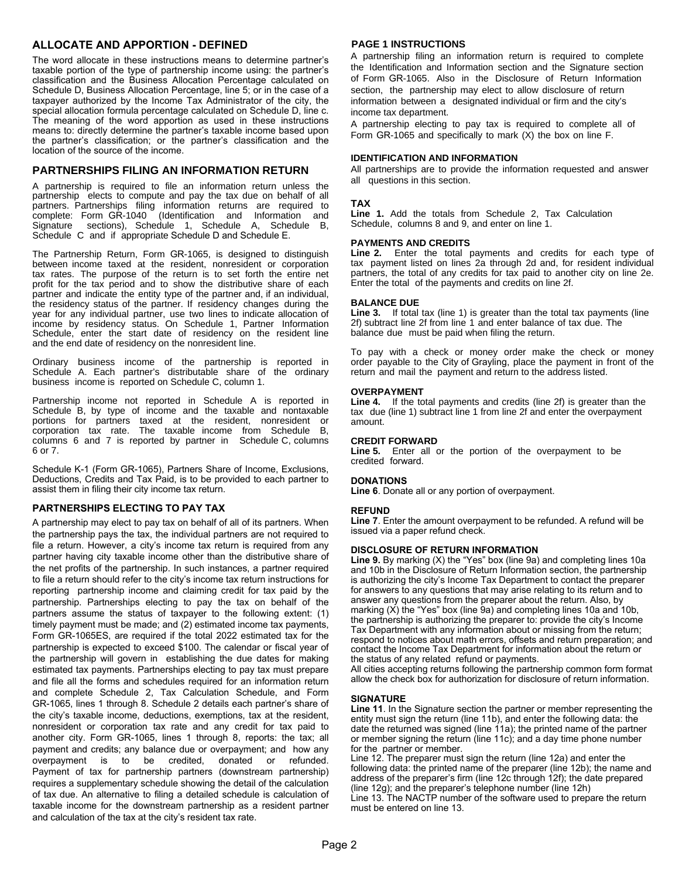## ALLOCATE AND APPORTION - DEFINED

The word allocate in these instructions means to determine partner's taxable portion of the type of partnership income using: the partner's classification and the Business Allocation Percentage calculated on Schedule D, Business Allocation Percentage, line 5; or in the case of a taxpayer authorized by the Income Tax Administrator of the city, the special allocation formula percentage calculated on Schedule D, line c. The meaning of the word apportion as used in these instructions means to: directly determine the partner's taxable income based upon the partner's classification; or the partner's classification and the location of the source of the income.

## PARTNERSHIPS FILING AN INFORMATION RETURN

A partnership is required to file an information return unless the partnership elects to compute and pay the tax due on behalf of all partners. Partnerships filing information returns are required to complete: Form GR-1040 (Identification and Information and Signature sections), Schedule 1, Schedule A, Schedule B, Schedule C and if appropriate Schedule D and Schedule E.

The Partnership Return, Form GR-1065, is designed to distinguish between income taxed at the resident, nonresident or corporation tax rates. The purpose of the return is to set forth the entire net profit for the tax period and to show the distributive share of each partner and indicate the entity type of the partner and, if an individual, the residency status of the partner. If residency changes during the year for any individual partner, use two lines to indicate allocation of income by residency status. On Schedule 1, Partner Information Schedule, enter the start date of residency on the resident line and the end date of residency on the nonresident line.

Ordinary business income of the partnership is reported in Schedule A. Each partner's distributable share of the ordinary business income is reported on Schedule C, column 1.

Partnership income not reported in Schedule A is reported in Schedule B, by type of income and the taxable and nontaxable portions for partners taxed at the resident, nonresident or corporation tax rate. The taxable income from Schedule B, columns 6 and 7 is reported by partner in Schedule C, columns 6 or 7.

Schedule K-1 (Form GR-1065), Partners Share of Income, Exclusions, Deductions, Credits and Tax Paid, is to be provided to each partner to assist them in filing their city income tax return.

### PARTNERSHIPS ELECTING TO PAY TAX

A partnership may elect to pay tax on behalf of all of its partners. When the partnership pays the tax, the individual partners are not required to file a return. However, a city's income tax return is required from any partner having city taxable income other than the distributive share of the net profits of the partnership. In such instances, a partner required to file a return should refer to the city's income tax return instructions for reporting partnership income and claiming credit for tax paid by the partnership. Partnerships electing to pay the tax on behalf of the partners assume the status of taxpayer to the following extent: (1) timely payment must be made; and (2) estimated income tax payments, Form GR-1065ES, are required if the total 2022 estimated tax for the partnership is expected to exceed $100. The calendar or fiscal year of the partnership will govern in establishing the due dates for making estimated tax payments. Partnerships electing to pay tax must prepare and file all the forms and schedules required for an information return and complete Schedule 2, Tax Calculation Schedule, and Form GR-1065, lines 1 through 8. Schedule 2 details each partner's share of the city's taxable income, deductions, exemptions, tax at the resident, nonresident or corporation tax rate and any credit for tax paid to another city. Form GR-1065, lines 1 through 8, reports: the tax; all payment and credits; any balance due or overpayment; and how any overpayment is to be credited, donated or refunded. Payment of tax for partnership partners (downstream partnership) requires a supplementary schedule showing the detail of the calculation of tax due. An alternative to filing a detailed schedule is calculation of taxable income for the downstream partnership as a resident partner and calculation of the tax at the city's resident tax rate.

### PAGE 1 INSTRUCTIONS

A partnership filing an information return is required to complete the Identification and Information section and the Signature section of Form GR-1065. Also in the Disclosure of Return Information section, the partnership may elect to allow disclosure of return information between a designated individual or firm and the city's income tax department.

A partnership electing to pay tax is required to complete all of Form GR-1065 and specifically to mark (X) the box on line F.

#### IDENTIFICATION AND INFORMATION

All partnerships are to provide the information requested and answer all questions in this section.

#### TAX

**Line 1.** Add the totals from Schedule 2, Tax Calculation Schedule, columns 8 and 9, and enter on line 1.

#### PAYMENTS AND CREDITS

**Line 2.** Enter the total payments and credits for each type of tax payment listed on lines 2a through 2d and, for resident individual partners, the total of any credits for tax paid to another city on line 2e. Enter the total of the payments and credits on line 2f.

#### BALANCE DUE

**Line 3.** If total tax (line 1) is greater than the total tax payments (line 2f) subtract line 2f from line 1 and enter balance of tax due. The balance due must be paid when filing the return.

To pay with a check or money order make the check or money order payable to the City of Grayling, place the payment in front of the return and mail the payment and return to the address listed.

#### OVERPAYMENT

**Line 4.** If the total payments and credits (line 2f) is greater than the tax due (line 1) subtract line 1 from line 2f and enter the overpayment amount.

#### CREDIT FORWARD

**Line 5.** Enter all or the portion of the overpayment to be credited forward.

#### DONATIONS

**Line 6**. Donate all or any portion of overpayment.

#### REFUND

**Line 7**. Enter the amount overpayment to be refunded. A refund will be issued via a paper refund check.

#### DISCLOSURE OF RETURN INFORMATION

**Line 9.** By marking (X) the "Yes" box (line 9a) and completing lines 10a and 10b in the Disclosure of Return Information section, the partnership is authorizing the city's Income Tax Department to contact the preparer for answers to any questions that may arise relating to its return and to answer any questions from the preparer about the return. Also, by marking (X) the "Yes" box (line 9a) and completing lines 10a and 10b, the partnership is authorizing the preparer to: provide the city's Income Tax Department with any information about or missing from the return; respond to notices about math errors, offsets and return preparation; and contact the Income Tax Department for information about the return or the status of any related refund or payments.

All cities accepting returns following the partnership common form format allow the check box for authorization for disclosure of return information.

#### SIGNATURE

**Line 11**. In the Signature section the partner or member representing the entity must sign the return (line 11b), and enter the following data: the date the returned was signed (line 11a); the printed name of the partner or member signing the return (line 11c); and a day time phone number for the partner or member.

Line 12. The preparer must sign the return (line 12a) and enter the following data: the printed name of the preparer (line 12b); the name and address of the preparer's firm (line 12c through 12f); the date prepared (line 12g); and the preparer's telephone number (line 12h)

Line 13. The NACTP number of the software used to prepare the return must be entered on line 13.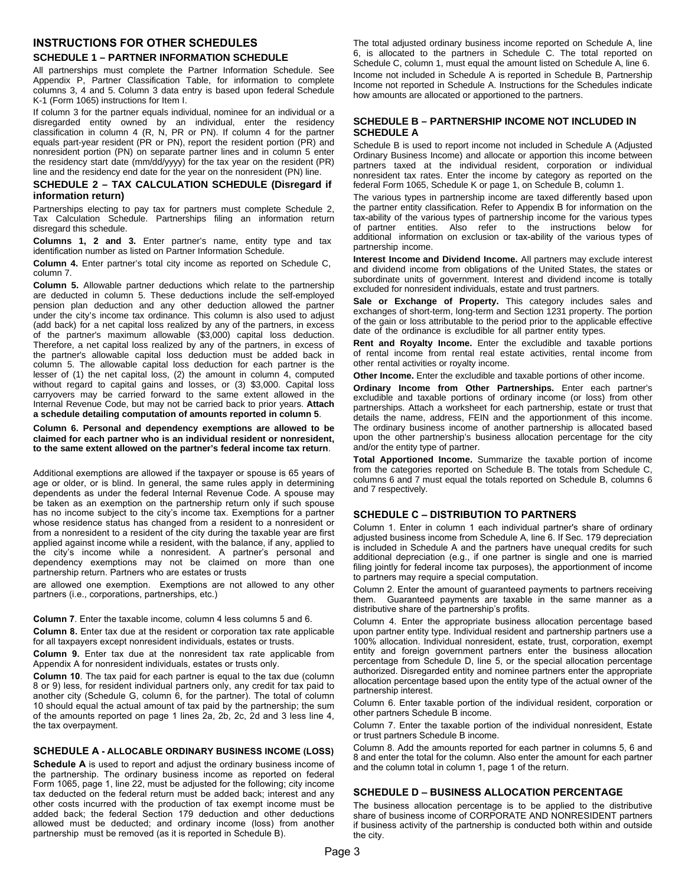## INSTRUCTIONS FOR OTHER SCHEDULES

### SCHEDULE 1 – PARTNER INFORMATION SCHEDULE

All partnerships must complete the Partner Information Schedule. See Appendix P, Partner Classification Table, for information to complete columns 3, 4 and 5. Column 3 data entry is based upon federal Schedule K-1 (Form 1065) instructions for Item I.

If column 3 for the partner equals individual, nominee for an individual or a disregarded entity owned by an individual, enter the residency classification in column 4 (R, N, PR or PN). If column 4 for the partner equals part-year resident (PR or PN), report the resident portion (PR) and nonresident portion (PN) on separate partner lines and in column 5 enter the residency start date (mm/dd/yyyy) for the tax year on the resident (PR) line and the residency end date for the year on the nonresident (PN) line.

### SCHEDULE 2 – TAX CALCULATION SCHEDULE (Disregard if information return)

Partnerships electing to pay tax for partners must complete Schedule 2, Tax Calculation Schedule. Partnerships filing an information return disregard this schedule.

**Columns 1, 2 and 3.** Enter partner's name, entity type and tax identification number as listed on Partner Information Schedule.

**Column 4.** Enter partner's total city income as reported on Schedule C, column 7.

**Column 5.** Allowable partner deductions which relate to the partnership are deducted in column 5. These deductions include the self-employed pension plan deduction and any other deduction allowed the partner under the city's income tax ordinance. This column is also used to adjust (add back) for a net capital loss realized by any of the partners, in excess of the partner's maximum allowable ($3,000) capital loss deduction. Therefore, a net capital loss realized by any of the partners, in excess of the partner's allowable capital loss deduction must be added back in column 5. The allowable capital loss deduction for each partner is the lesser of (1) the net capital loss, (2) the amount in column 4, computed without regard to capital gains and losses, or (3) $3,000. Capital loss carryovers may be carried forward to the same extent allowed in the Internal Revenue Code, but may not be carried back to prior years. **Attach a schedule detailing computation of amounts reported in column 5**.

**Column 6. Personal and dependency exemptions are allowed to be claimed for each partner who is an individual resident or nonresident, to the same extent allowed on the partner's federal income tax return**.

Additional exemptions are allowed if the taxpayer or spouse is 65 years of age or older, or is blind. In general, the same rules apply in determining dependents as under the federal Internal Revenue Code. A spouse may be taken as an exemption on the partnership return only if such spouse has no income subject to the city's income tax. Exemptions for a partner whose residence status has changed from a resident to a nonresident or from a nonresident to a resident of the city during the taxable year are first applied against income while a resident, with the balance, if any, applied to the city's income while a nonresident. A partner's personal and dependency exemptions may not be claimed on more than one partnership return. Partners who are estates or trusts are allowed one exemption. Exemptions are not allowed to any other partners (i.e., corporations, partnerships, etc.)

**Column 7**. Enter the taxable income, column 4 less columns 5 and 6.

**Column 8.** Enter tax due at the resident or corporation tax rate applicable for all taxpayers except nonresident individuals, estates or trusts.

**Column 9.** Enter tax due at the nonresident tax rate applicable from Appendix A for nonresident individuals, estates or trusts only.

**Column 10**. The tax paid for each partner is equal to the tax due (column 8 or 9) less, for resident individual partners only, any credit for tax paid to another city (Schedule G, column 6, for the partner). The total of column 10 should equal the actual amount of tax paid by the partnership; the sum of the amounts reported on page 1 lines 2a, 2b, 2c, 2d and 3 less line 4, the tax overpayment.

### SCHEDULE A - ALLOCABLE ORDINARY BUSINESS INCOME (LOSS)

**Schedule A** is used to report and adjust the ordinary business income of the partnership. The ordinary business income as reported on federal Form 1065, page 1, line 22, must be adjusted for the following; city income tax deducted on the federal return must be added back; interest and any other costs incurred with the production of tax exempt income must be added back; the federal Section 179 deduction and other deductions allowed must be deducted; and ordinary income (loss) from another partnership must be removed (as it is reported in Schedule B).

The total adjusted ordinary business income reported on Schedule A, line 6, is allocated to the partners in Schedule C. The total reported on Schedule C, column 1, must equal the amount listed on Schedule A, line 6.

Income not included in Schedule A is reported in Schedule B, Partnership Income not reported in Schedule A. Instructions for the Schedules indicate how amounts are allocated or apportioned to the partners.

### SCHEDULE B – PARTNERSHIP INCOME NOT INCLUDED IN SCHEDULE A

Schedule B is used to report income not included in Schedule A (Adjusted Ordinary Business Income) and allocate or apportion this income between partners taxed at the individual resident, corporation or individual nonresident tax rates. Enter the income by category as reported on the federal Form 1065, Schedule K or page 1, on Schedule B, column 1.

The various types in partnership income are taxed differently based upon the partner entity classification. Refer to Appendix B for information on the tax-ability of the various types of partnership income for the various types of partner entities. Also refer to the instructions below for additional information on exclusion or tax-ability of the various types of partnership income.

**Interest Income and Dividend Income.** All partners may exclude interest and dividend income from obligations of the United States, the states or subordinate units of government. Interest and dividend income is totally excluded for nonresident individuals, estate and trust partners.

**Sale or Exchange of Property.** This category includes sales and exchanges of short-term, long-term and Section 1231 property. The portion of the gain or loss attributable to the period prior to the applicable effective date of the ordinance is excludible for all partner entity types.

**Rent and Royalty Income.** Enter the excludible and taxable portions of rental income from rental real estate activities, rental income from other rental activities or royalty income.

**Other Income.** Enter the excludible and taxable portions of other income.

**Ordinary Income from Other Partnerships.** Enter each partner's excludible and taxable portions of ordinary income (or loss) from other partnerships. Attach a worksheet for each partnership, estate or trust that details the name, address, FEIN and the apportionment of this income. The ordinary business income of another partnership is allocated based upon the other partnership's business allocation percentage for the city and/or the entity type of partner.

**Total Apportioned Income.** Summarize the taxable portion of income from the categories reported on Schedule B. The totals from Schedule C, columns 6 and 7 must equal the totals reported on Schedule B, columns 6 and 7 respectively.

### SCHEDULE C – DISTRIBUTION TO PARTNERS

Column 1. Enter in column 1 each individual partner's share of ordinary adjusted business income from Schedule A, line 6. If Sec. 179 depreciation is included in Schedule A and the partners have unequal credits for such additional depreciation (e.g., if one partner is single and one is married filing jointly for federal income tax purposes), the apportionment of income to partners may require a special computation.

Column 2. Enter the amount of guaranteed payments to partners receiving them. Guaranteed payments are taxable in the same manner as a distributive share of the partnership's profits.

Column 4. Enter the appropriate business allocation percentage based upon partner entity type. Individual resident and partnership partners use a 100% allocation. Individual nonresident, estate, trust, corporation, exempt entity and foreign government partners enter the business allocation percentage from Schedule D, line 5, or the special allocation percentage authorized. Disregarded entity and nominee partners enter the appropriate allocation percentage based upon the entity type of the actual owner of the partnership interest.

Column 6. Enter taxable portion of the individual resident, corporation or other partners Schedule B income.

Column 7. Enter the taxable portion of the individual nonresident, Estate or trust partners Schedule B income.

Column 8. Add the amounts reported for each partner in columns 5, 6 and 8 and enter the total for the column. Also enter the amount for each partner and the column total in column 1, page 1 of the return.

### SCHEDULE D – BUSINESS ALLOCATION PERCENTAGE

The business allocation percentage is to be applied to the distributive share of business income of CORPORATE AND NONRESIDENT partners if business activity of the partnership is conducted both within and outside the city.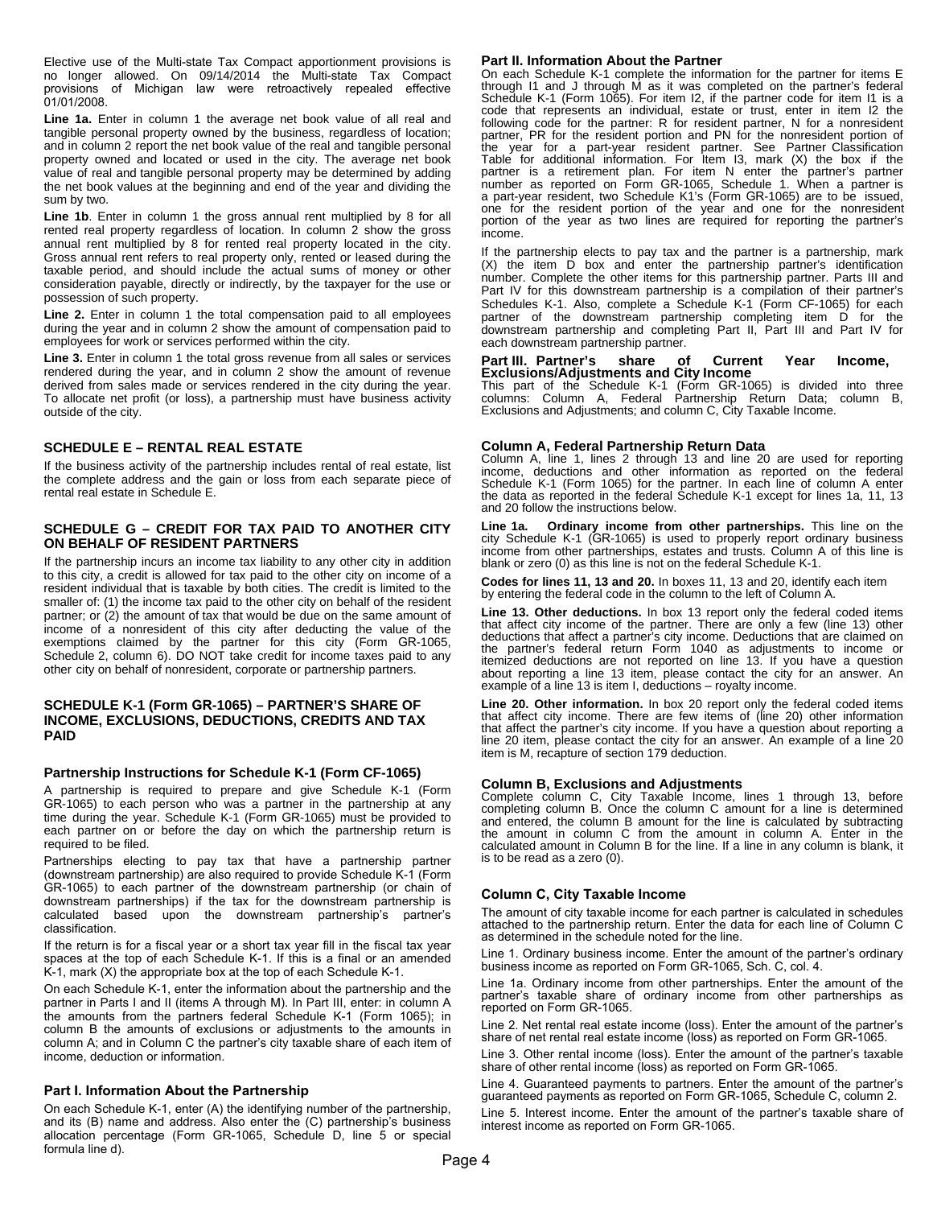Elective use of the Multi-state Tax Compact apportionment provisions is no longer allowed. On 09/14/2014 the Multi-state Tax Compact provisions of Michigan law were retroactively repealed effective 01/01/2008.

**Line 1a.** Enter in column 1 the average net book value of all real and tangible personal property owned by the business, regardless of location; and in column 2 report the net book value of the real and tangible personal property owned and located or used in the city. The average net book value of real and tangible personal property may be determined by adding the net book values at the beginning and end of the year and dividing the sum by two.

**Line 1b**. Enter in column 1 the gross annual rent multiplied by 8 for all rented real property regardless of location. In column 2 show the gross annual rent multiplied by 8 for rented real property located in the city. Gross annual rent refers to real property only, rented or leased during the taxable period, and should include the actual sums of money or other consideration payable, directly or indirectly, by the taxpayer for the use or possession of such property.

**Line 2.** Enter in column 1 the total compensation paid to all employees during the year and in column 2 show the amount of compensation paid to employees for work or services performed within the city.

**Line 3.** Enter in column 1 the total gross revenue from all sales or services rendered during the year, and in column 2 show the amount of revenue derived from sales made or services rendered in the city during the year. To allocate net profit (or loss), a partnership must have business activity outside of the city.

## SCHEDULE E – RENTAL REAL ESTATE

If the business activity of the partnership includes rental of real estate, list the complete address and the gain or loss from each separate piece of rental real estate in Schedule E.

## SCHEDULE G – CREDIT FOR TAX PAID TO ANOTHER CITY ON BEHALF OF RESIDENT PARTNERS

If the partnership incurs an income tax liability to any other city in addition to this city, a credit is allowed for tax paid to the other city on income of a resident individual that is taxable by both cities. The credit is limited to the smaller of: (1) the income tax paid to the other city on behalf of the resident partner; or (2) the amount of tax that would be due on the same amount of income of a nonresident of this city after deducting the value of the exemptions claimed by the partner for this city (Form GR-1065, Schedule 2, column 6). DO NOT take credit for income taxes paid to any other city on behalf of nonresident, corporate or partnership partners.

## SCHEDULE K-1 (Form GR-1065) – PARTNER'S SHARE OF INCOME, EXCLUSIONS, DEDUCTIONS, CREDITS AND TAX PAID

### Partnership Instructions for Schedule K-1 (Form CF-1065)

A partnership is required to prepare and give Schedule K-1 (Form GR-1065) to each person who was a partner in the partnership at any time during the year. Schedule K-1 (Form GR-1065) must be provided to each partner on or before the day on which the partnership return is required to be filed.

Partnerships electing to pay tax that have a partnership partner (downstream partnership) are also required to provide Schedule K-1 (Form GR-1065) to each partner of the downstream partnership (or chain of downstream partnerships) if the tax for the downstream partnership is calculated based upon the downstream partnership's partner's classification.

If the return is for a fiscal year or a short tax year fill in the fiscal tax year spaces at the top of each Schedule K-1. If this is a final or an amended K-1, mark (X) the appropriate box at the top of each Schedule K-1.

On each Schedule K-1, enter the information about the partnership and the partner in Parts I and II (items A through M). In Part III, enter: in column A the amounts from the partners federal Schedule K-1 (Form 1065); in column B the amounts of exclusions or adjustments to the amounts in column A; and in Column C the partner's city taxable share of each item of income, deduction or information.

### Part I. Information About the Partnership

On each Schedule K-1, enter (A) the identifying number of the partnership, and its (B) name and address. Also enter the (C) partnership's business allocation percentage (Form GR-1065, Schedule D, line 5 or special formula line d).

### Part II. Information About the Partner

On each Schedule K-1 complete the information for the partner for items E through I1 and J through M as it was completed on the partner's federal Schedule K-1 (Form 1065). For item I2, if the partner code for item I1 is a code that represents an individual, estate or trust, enter in item I2 the following code for the partner: R for resident partner, N for a nonresident partner, PR for the resident portion and PN for the nonresident portion of the year for a part-year resident partner. See Partner Classification Table for additional information. For Item I3, mark (X) the box if the partner is a retirement plan. For item N enter the partner's partner number as reported on Form GR-1065, Schedule 1. When a partner is a part-year resident, two Schedule K1's (Form GR-1065) are to be issued, one for the resident portion of the year and one for the nonresident portion of the year as two lines are required for reporting the partner's income.

If the partnership elects to pay tax and the partner is a partnership, mark (X) the item D box and enter the partnership partner's identification number. Complete the other items for this partnership partner. Parts III and Part IV for this downstream partnership is a compilation of their partner's Schedules K-1. Also, complete a Schedule K-1 (Form CF-1065) for each partner of the downstream partnership completing item D for the downstream partnership and completing Part II, Part III and Part IV for each downstream partnership partner.

### Part III. Partner's share of Current Year Income, Exclusions/Adjustments and City Income

This part of the Schedule K-1 (Form GR-1065) is divided into three columns: Column A, Federal Partnership Return Data; column B, Exclusions and Adjustments; and column C, City Taxable Income.

### Column A, Federal Partnership Return Data

Column A, line 1, lines 2 through 13 and line 20 are used for reporting income, deductions and other information as reported on the federal Schedule K-1 (Form 1065) for the partner. In each line of column A enter the data as reported in the federal Schedule K-1 except for lines 1a, 11, 13 and 20 follow the instructions below.

**Line 1a. Ordinary income from other partnerships.** This line on the city Schedule K-1 (GR-1065) is used to properly report ordinary business income from other partnerships, estates and trusts. Column A of this line is blank or zero (0) as this line is not on the federal Schedule K-1.

**Codes for lines 11, 13 and 20.** In boxes 11, 13 and 20, identify each item by entering the federal code in the column to the left of Column A.

**Line 13. Other deductions.** In box 13 report only the federal coded items that affect city income of the partner. There are only a few (line 13) other deductions that affect a partner's city income. Deductions that are claimed on the partner's federal return Form 1040 as adjustments to income or itemized deductions are not reported on line 13. If you have a question about reporting a line 13 item, please contact the city for an answer. An example of a line 13 is item I, deductions – royalty income.

**Line 20. Other information.** In box 20 report only the federal coded items that affect city income. There are few items of (line 20) other information that affect the partner's city income. If you have a question about reporting a line 20 item, please contact the city for an answer. An example of a line 20 item is M, recapture of section 179 deduction.

### Column B, Exclusions and Adjustments

Complete column C, City Taxable Income, lines 1 through 13, before completing column B. Once the column C amount for a line is determined and entered, the column B amount for the line is calculated by subtracting the amount in column C from the amount in column A. Enter in the calculated amount in Column B for the line. If a line in any column is blank, it is to be read as a zero (0).

### Column C, City Taxable Income

The amount of city taxable income for each partner is calculated in schedules attached to the partnership return. Enter the data for each line of Column C as determined in the schedule noted for the line.

Line 1. Ordinary business income. Enter the amount of the partner's ordinary business income as reported on Form GR-1065, Sch. C, col. 4.

Line 1a. Ordinary income from other partnerships. Enter the amount of the partner's taxable share of ordinary income from other partnerships as reported on Form GR-1065.

Line 2. Net rental real estate income (loss). Enter the amount of the partner's share of net rental real estate income (loss) as reported on Form GR-1065.

Line 3. Other rental income (loss). Enter the amount of the partner's taxable share of other rental income (loss) as reported on Form GR-1065.

Line 4. Guaranteed payments to partners. Enter the amount of the partner's guaranteed payments as reported on Form GR-1065, Schedule C, column 2.

Line 5. Interest income. Enter the amount of the partner's taxable share of interest income as reported on Form GR-1065.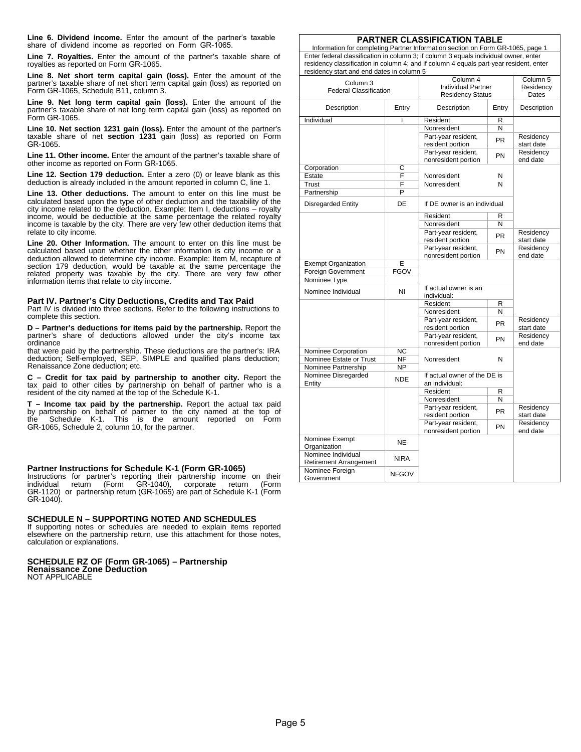**Line 6. Dividend income.** Enter the amount of the partner's taxable share of dividend income as reported on Form GR-1065.

**Line 7. Royalties.** Enter the amount of the partner's taxable share of royalties as reported on Form GR-1065.

**Line 8. Net short term capital gain (loss).** Enter the amount of the partner's taxable share of net short term capital gain (loss) as reported on Form GR-1065, Schedule B11, column 3.

**Line 9. Net long term capital gain (loss).** Enter the amount of the partner's taxable share of net long term capital gain (loss) as reported on Form GR-1065.

**Line 10. Net section 1231 gain (loss).** Enter the amount of the partner's taxable share of net **section 1231** gain (loss) as reported on Form GR-1065.

**Line 11. Other income.** Enter the amount of the partner's taxable share of other income as reported on Form GR-1065.

**Line 12. Section 179 deduction.** Enter a zero (0) or leave blank as this deduction is already included in the amount reported in column C, line 1.

**Line 13. Other deductions.** The amount to enter on this line must be calculated based upon the type of other deduction and the taxability of the city income related to the deduction. Example: Item I, deductions – royalty income, would be deductible at the same percentage the related royalty income is taxable by the city. There are very few other deduction items that relate to city income.

**Line 20. Other Information.** The amount to enter on this line must be calculated based upon whether the other information is city income or a deduction allowed to determine city income. Example: Item M, recapture of section 179 deduction, would be taxable at the same percentage the related property was taxable by the city. There are very few other information items that relate to city income.

## Part IV. Partner's City Deductions, Credits and Tax Paid

Part IV is divided into three sections. Refer to the following instructions to complete this section.

**D – Partner's deductions for items paid by the partnership.** Report the partner's share of deductions allowed under the city's income tax ordinance
that were paid by the partnership. These deductions are the partner's: IRA deduction; Self-employed, SEP, SIMPLE and qualified plans deduction; Renaissance Zone deduction; etc.

**C – Credit for tax paid by partnership to another city.** Report the tax paid to other cities by partnership on behalf of partner who is a resident of the city named at the top of the Schedule K-1.

**T – Income tax paid by the partnership.** Report the actual tax paid by partnership on behalf of partner to the city named at the top of the Schedule K-1. This is the amount reported on Form GR-1065, Schedule 2, column 10, for the partner.

## Partner Instructions for Schedule K-1 (Form GR-1065)

Instructions for partner's reporting their partnership income on their individual return (Form GR-1040), corporate return (Form GR-1120) or partnership return (GR-1065) are part of Schedule K-1 (Form GR-1040).

## SCHEDULE N – SUPPORTING NOTED AND SCHEDULES

If supporting notes or schedules are needed to explain items reported elsewhere on the partnership return, use this attachment for those notes, calculation or explanations.

## SCHEDULE RZ OF (Form GR-1065) – Partnership Renaissance Zone Deduction

NOT APPLICABLE

## PARTNER CLASSIFICATION TABLE

Information for completing Partner Information section on Form GR-1065, page 1

Enter federal classification in column 3; if column 3 equals individual owner, enter residency classification in column 4; and if column 4 equals part-year resident, enter residency start and end dates in column 5

| Column 3 Federal Classification | | Column 4 Individual Partner Residency Status | | Column 5 Residency Dates |
|---|---|---|---|---|
| **Description** | **Entry** | **Description** | **Entry** | **Description** |
| Individual | I | Resident | R | |
| | | Nonresident | N | |
| | | Part-year resident, resident portion | PR | Residency start date |
| | | Part-year resident, nonresident portion | PN | Residency end date |
| Corporation | C | | | |
| Estate | F | Nonresident | N | |
| Trust | F | Nonresident | N | |
| Partnership | P | | | |
| Disregarded Entity | DE | If DE owner is an individual | | |
| | | Resident | R | |
| | | Nonresident | N | |
| | | Part-year resident, resident portion | PR | Residency start date |
| | | Part-year resident, nonresident portion | PN | Residency end date |
| Exempt Organization | E | | | |
| Foreign Government | FGOV | | | |
| Nominee Type | | | | |
| Nominee Individual | NI | If actual owner is an individual: | | |
| | | Resident | R | |
| | | Nonresident | N | |
| | | Part-year resident, resident portion | PR | Residency start date |
| | | Part-year resident, nonresident portion | PN | Residency end date |
| Nominee Corporation | NC | | | |
| Nominee Estate or Trust | NF | Nonresident | N | |
| Nominee Partnership | NP | | | |
| Nominee Disregarded Entity | NDE | If actual owner of the DE is an individual: | | |
| | | Resident | R | |
| | | Nonresident | N | |
| | | Part-year resident, resident portion | PR | Residency start date |
| | | Part-year resident, nonresident portion | PN | Residency end date |
| Nominee Exempt Organization | NE | | | |
| Nominee Individual Retirement Arrangement | NIRA | | | |
| Nominee Foreign Government | NFGOV | | | |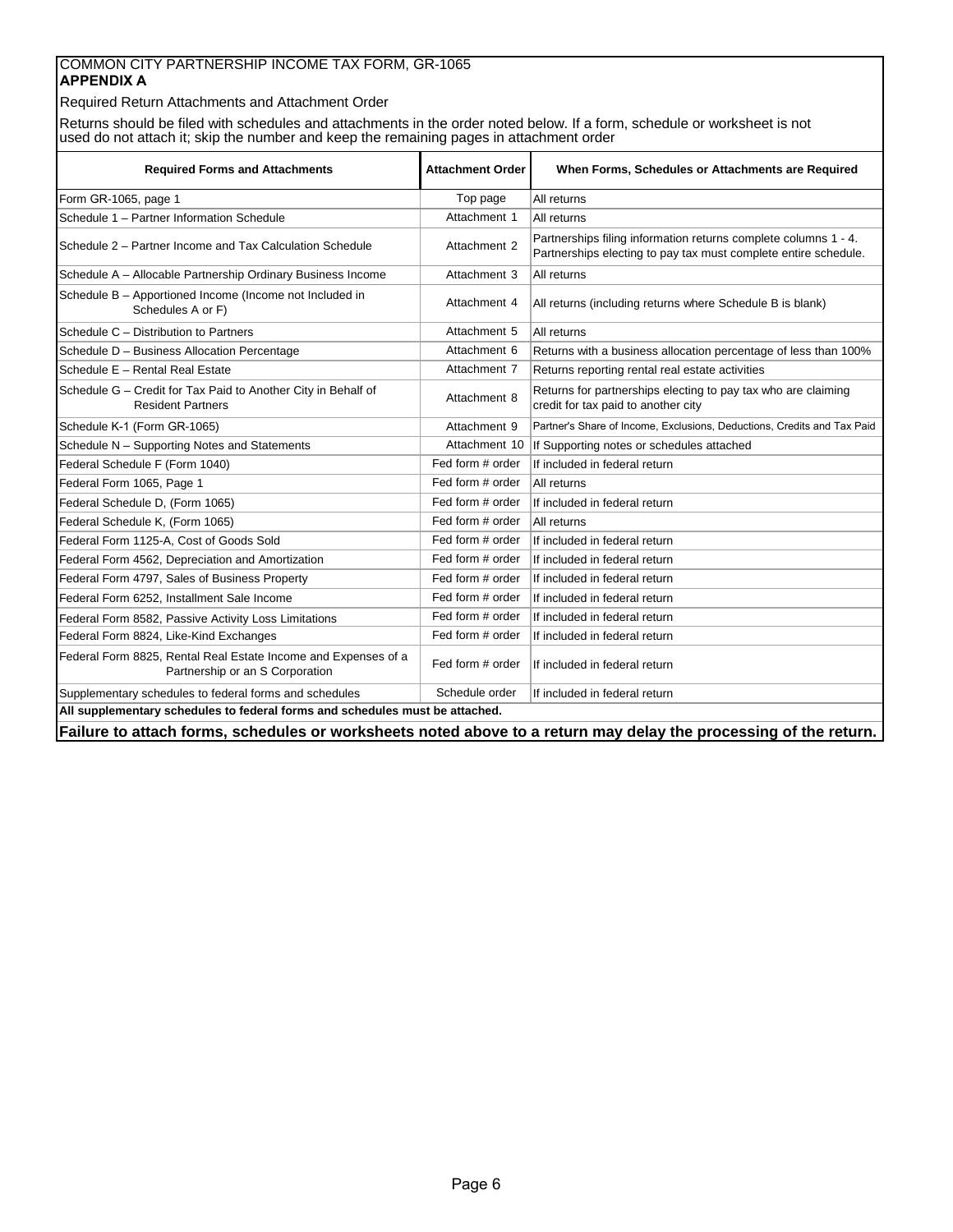COMMON CITY PARTNERSHIP INCOME TAX FORM, GR-1065

**APPENDIX A**

Required Return Attachments and Attachment Order

Returns should be filed with schedules and attachments in the order noted below. If a form, schedule or worksheet is not used do not attach it; skip the number and keep the remaining pages in attachment order

| Required Forms and Attachments | Attachment Order | When Forms, Schedules or Attachments are Required |
|---|---|---|
| Form GR-1065, page 1 | Top page | All returns |
| Schedule 1 – Partner Information Schedule | Attachment 1 | All returns |
| Schedule 2 – Partner Income and Tax Calculation Schedule | Attachment 2 | Partnerships filing information returns complete columns 1 - 4. Partnerships electing to pay tax must complete entire schedule. |
| Schedule A – Allocable Partnership Ordinary Business Income | Attachment 3 | All returns |
| Schedule B – Apportioned Income (Income not Included in Schedules A or F) | Attachment 4 | All returns (including returns where Schedule B is blank) |
| Schedule C – Distribution to Partners | Attachment 5 | All returns |
| Schedule D – Business Allocation Percentage | Attachment 6 | Returns with a business allocation percentage of less than 100% |
| Schedule E – Rental Real Estate | Attachment 7 | Returns reporting rental real estate activities |
| Schedule G – Credit for Tax Paid to Another City in Behalf of Resident Partners | Attachment 8 | Returns for partnerships electing to pay tax who are claiming credit for tax paid to another city |
| Schedule K-1 (Form GR-1065) | Attachment 9 | Partner's Share of Income, Exclusions, Deductions, Credits and Tax Paid |
| Schedule N – Supporting Notes and Statements | Attachment 10 | If Supporting notes or schedules attached |
| Federal Schedule F (Form 1040) | Fed form # order | If included in federal return |
| Federal Form 1065, Page 1 | Fed form # order | All returns |
| Federal Schedule D, (Form 1065) | Fed form # order | If included in federal return |
| Federal Schedule K, (Form 1065) | Fed form # order | All returns |
| Federal Form 1125-A, Cost of Goods Sold | Fed form # order | If included in federal return |
| Federal Form 4562, Depreciation and Amortization | Fed form # order | If included in federal return |
| Federal Form 4797, Sales of Business Property | Fed form # order | If included in federal return |
| Federal Form 6252, Installment Sale Income | Fed form # order | If included in federal return |
| Federal Form 8582, Passive Activity Loss Limitations | Fed form # order | If included in federal return |
| Federal Form 8824, Like-Kind Exchanges | Fed form # order | If included in federal return |
| Federal Form 8825, Rental Real Estate Income and Expenses of a Partnership or an S Corporation | Fed form # order | If included in federal return |
| Supplementary schedules to federal forms and schedules | Schedule order | If included in federal return |

**All supplementary schedules to federal forms and schedules must be attached.**

**Failure to attach forms, schedules or worksheets noted above to a return may delay the processing of the return.**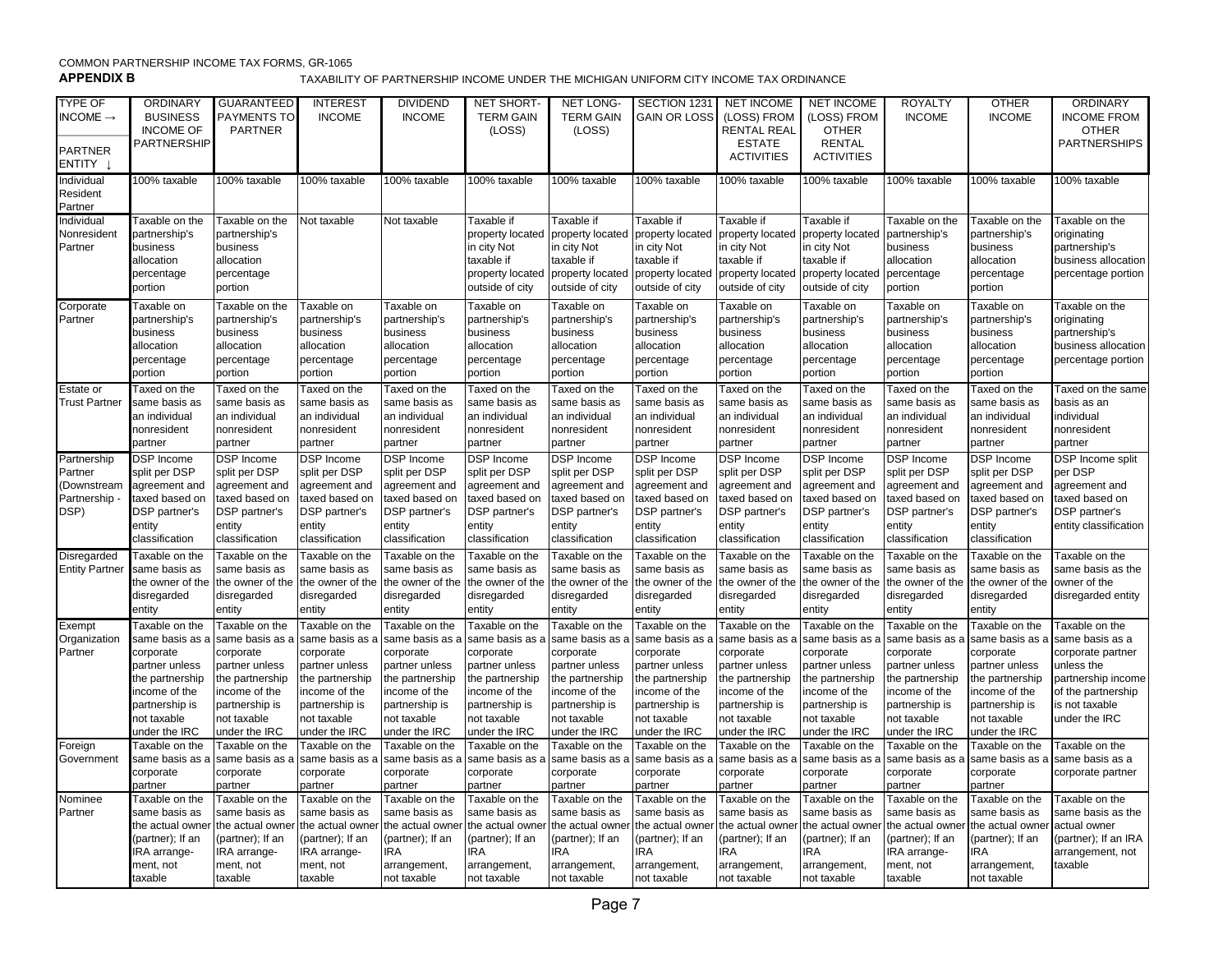COMMON PARTNERSHIP INCOME TAX FORMS, GR-1065

**APPENDIX B**

TAXABILITY OF PARTNERSHIP INCOME UNDER THE MICHIGAN UNIFORM CITY INCOME TAX ORDINANCE

| TYPE OF INCOME → / PARTNER ENTITY ↓ | ORDINARY BUSINESS INCOME OF PARTNERSHIP | GUARANTEED PAYMENTS TO PARTNER | INTEREST INCOME | DIVIDEND INCOME | NET SHORT-TERM GAIN (LOSS) | NET LONG-TERM GAIN (LOSS) | SECTION 1231 GAIN OR LOSS | NET INCOME (LOSS) FROM RENTAL REAL ESTATE ACTIVITIES | NET INCOME (LOSS) FROM OTHER RENTAL ACTIVITIES | ROYALTY INCOME | OTHER INCOME | ORDINARY INCOME FROM OTHER PARTNERSHIPS |
|---|---|---|---|---|---|---|---|---|---|---|---|---|
| Individual Resident Partner | 100% taxable | 100% taxable | 100% taxable | 100% taxable | 100% taxable | 100% taxable | 100% taxable | 100% taxable | 100% taxable | 100% taxable | 100% taxable | 100% taxable |
| Individual Nonresident Partner | Taxable on the partnership's business allocation percentage portion | Taxable on the partnership's business allocation percentage portion | Not taxable | Not taxable | Taxable if property located in city Not taxable if property located outside of city | Taxable if property located in city Not taxable if property located outside of city | Taxable if property located in city Not taxable if property located outside of city | Taxable if property located in city Not taxable if property located outside of city | Taxable if property located in city Not taxable if property located outside of city | Taxable on the partnership's business allocation percentage portion | Taxable on the partnership's business allocation percentage portion | Taxable on the originating partnership's business allocation percentage portion |
| Corporate Partner | Taxable on partnership's business allocation percentage portion | Taxable on the partnership's business allocation percentage portion | Taxable on partnership's business allocation percentage portion | Taxable on partnership's business allocation percentage portion | Taxable on partnership's business allocation percentage portion | Taxable on partnership's business allocation percentage portion | Taxable on partnership's business allocation percentage portion | Taxable on partnership's business allocation percentage portion | Taxable on partnership's business allocation percentage portion | Taxable on partnership's business allocation percentage portion | Taxable on partnership's business allocation percentage portion | Taxable on the originating partnership's business allocation percentage portion |
| Estate or Trust Partner | Taxed on the same basis as an individual nonresident partner | Taxed on the same basis as an individual nonresident partner | Taxed on the same basis as an individual nonresident partner | Taxed on the same basis as an individual nonresident partner | Taxed on the same basis as an individual nonresident partner | Taxed on the same basis as an individual nonresident partner | Taxed on the same basis as an individual nonresident partner | Taxed on the same basis as an individual nonresident partner | Taxed on the same basis as an individual nonresident partner | Taxed on the same basis as an individual nonresident partner | Taxed on the same basis as an individual nonresident partner | Taxed on the same basis as an individual nonresident partner |
| Partnership Partner (Downstream Partnership - DSP) | DSP Income split per DSP agreement and taxed based on DSP partner's entity classification | DSP Income split per DSP agreement and taxed based on DSP partner's entity classification | DSP Income split per DSP agreement and taxed based on DSP partner's entity classification | DSP Income split per DSP agreement and taxed based on DSP partner's entity classification | DSP Income split per DSP agreement and taxed based on DSP partner's entity classification | DSP Income split per DSP agreement and taxed based on DSP partner's entity classification | DSP Income split per DSP agreement and taxed based on DSP partner's entity classification | DSP Income split per DSP agreement and taxed based on DSP partner's entity classification | DSP Income split per DSP agreement and taxed based on DSP partner's entity classification | DSP Income split per DSP agreement and taxed based on DSP partner's entity classification | DSP Income split per DSP agreement and taxed based on DSP partner's entity classification | DSP Income split per DSP agreement and taxed based on DSP partner's entity classification |
| Disregarded Entity Partner | Taxable on the same basis as the owner of the disregarded entity | Taxable on the same basis as the owner of the disregarded entity | Taxable on the same basis as the owner of the disregarded entity | Taxable on the same basis as the owner of the disregarded entity | Taxable on the same basis as the owner of the disregarded entity | Taxable on the same basis as the owner of the disregarded entity | Taxable on the same basis as the owner of the disregarded entity | Taxable on the same basis as the owner of the disregarded entity | Taxable on the same basis as the owner of the disregarded entity | Taxable on the same basis as the owner of the disregarded entity | Taxable on the same basis as the owner of the disregarded entity | Taxable on the same basis as the owner of the disregarded entity |
| Exempt Organization Partner | Taxable on the same basis as a corporate partner unless the partnership income of the partnership is not taxable under the IRC | Taxable on the same basis as a corporate partner unless the partnership income of the partnership is not taxable under the IRC | Taxable on the same basis as a corporate partner unless the partnership income of the partnership is not taxable under the IRC | Taxable on the same basis as a corporate partner unless the partnership income of the partnership is not taxable under the IRC | Taxable on the same basis as a corporate partner unless the partnership income of the partnership is not taxable under the IRC | Taxable on the same basis as a corporate partner unless the partnership income of the partnership is not taxable under the IRC | Taxable on the same basis as a corporate partner unless the partnership income of the partnership is not taxable under the IRC | Taxable on the same basis as a corporate partner unless the partnership income of the partnership is not taxable under the IRC | Taxable on the same basis as a corporate partner unless the partnership income of the partnership is not taxable under the IRC | Taxable on the same basis as a corporate partner unless the partnership income of the partnership is not taxable under the IRC | Taxable on the same basis as a corporate partner unless the partnership income of the partnership is not taxable under the IRC | Taxable on the same basis as a corporate partner unless the partnership income of the partnership is not taxable under the IRC |
| Foreign Government | Taxable on the same basis as a corporate partner | Taxable on the same basis as a corporate partner | Taxable on the same basis as a corporate partner | Taxable on the same basis as a corporate partner | Taxable on the same basis as a corporate partner | Taxable on the same basis as a corporate partner | Taxable on the same basis as a corporate partner | Taxable on the same basis as a corporate partner | Taxable on the same basis as a corporate partner | Taxable on the same basis as a corporate partner | Taxable on the same basis as a corporate partner | Taxable on the same basis as a corporate partner |
| Nominee Partner | Taxable on the same basis as the actual owner (partner); If an IRA arrange-ment, not taxable | Taxable on the same basis as the actual owner (partner); If an IRA arrange-ment, not taxable | Taxable on the same basis as the actual owner (partner); If an IRA arrange-ment, not taxable | Taxable on the same basis as the actual owner (partner); If an IRA arrangement, not taxable | Taxable on the same basis as the actual owner (partner); If an IRA arrangement, not taxable | Taxable on the same basis as the actual owner (partner); If an IRA arrangement, not taxable | Taxable on the same basis as the actual owner (partner); If an IRA arrangement, not taxable | Taxable on the same basis as the actual owner (partner); If an IRA arrangement, not taxable | Taxable on the same basis as the actual owner (partner); If an IRA arrangement, not taxable | Taxable on the same basis as the actual owner (partner); If an IRA arrange-ment, not taxable | Taxable on the same basis as the actual owner (partner); If an IRA arrangement, not taxable | Taxable on the same basis as the actual owner (partner); If an IRA arrangement, not taxable |